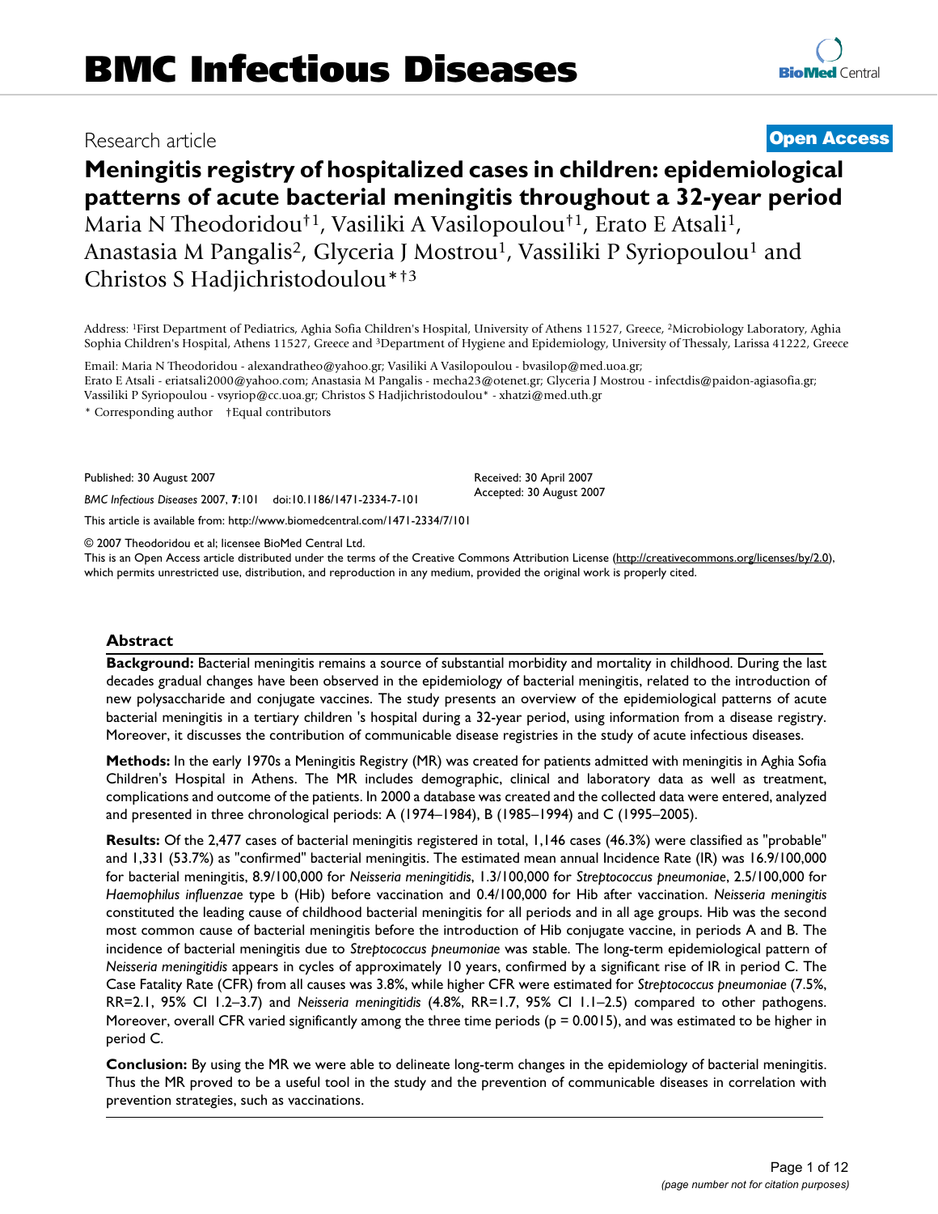# BMC Infectious Diseases

Research article

**Open Access**

# Meningitis registry of hospitalized cases in children: epidemiological patterns of acute bacterial meningitis throughout a 32-year period

Maria N Theodoridou†[1], Vasiliki A Vasilopoulou†[1], Erato E Atsali[1], Anastasia M Pangalis[2], Glyceria J Mostrou[1], Vassiliki P Syriopoulou[1] and Christos S Hadjichristodoulou*†[3]

Address: [1]First Department of Pediatrics, Aghia Sofia Children's Hospital, University of Athens 11527, Greece, [2]Microbiology Laboratory, Aghia Sophia Children's Hospital, Athens 11527, Greece and [3]Department of Hygiene and Epidemiology, University of Thessaly, Larissa 41222, Greece

Email: Maria N Theodoridou - alexandratheo@yahoo.gr; Vasiliki A Vasilopoulou - bvasilop@med.uoa.gr; Erato E Atsali - eriatsali2000@yahoo.com; Anastasia M Pangalis - mecha23@otenet.gr; Glyceria J Mostrou - infectdis@paidon-agiasofia.gr; Vassiliki P Syriopoulou - vsyriop@cc.uoa.gr; Christos S Hadjichristodoulou* - xhatzi@med.uth.gr

\* Corresponding author †Equal contributors

Published: 30 August 2007

*BMC Infectious Diseases* 2007, **7**:101 doi:10.1186/1471-2334-7-101

Received: 30 April 2007
Accepted: 30 August 2007

This article is available from: http://www.biomedcentral.com/1471-2334/7/101

© 2007 Theodoridou et al; licensee BioMed Central Ltd.
This is an Open Access article distributed under the terms of the Creative Commons Attribution License (http://creativecommons.org/licenses/by/2.0), which permits unrestricted use, distribution, and reproduction in any medium, provided the original work is properly cited.

## Abstract

**Background:** Bacterial meningitis remains a source of substantial morbidity and mortality in childhood. During the last decades gradual changes have been observed in the epidemiology of bacterial meningitis, related to the introduction of new polysaccharide and conjugate vaccines. The study presents an overview of the epidemiological patterns of acute bacterial meningitis in a tertiary children 's hospital during a 32-year period, using information from a disease registry. Moreover, it discusses the contribution of communicable disease registries in the study of acute infectious diseases.

**Methods:** In the early 1970s a Meningitis Registry (MR) was created for patients admitted with meningitis in Aghia Sofia Children's Hospital in Athens. The MR includes demographic, clinical and laboratory data as well as treatment, complications and outcome of the patients. In 2000 a database was created and the collected data were entered, analyzed and presented in three chronological periods: A (1974–1984), B (1985–1994) and C (1995–2005).

**Results:** Of the 2,477 cases of bacterial meningitis registered in total, 1,146 cases (46.3%) were classified as "probable" and 1,331 (53.7%) as "confirmed" bacterial meningitis. The estimated mean annual Incidence Rate (IR) was 16.9/100,000 for bacterial meningitis, 8.9/100,000 for *Neisseria meningitidis*, 1.3/100,000 for *Streptococcus pneumoniae*, 2.5/100,000 for *Haemophilus influenzae* type b (Hib) before vaccination and 0.4/100,000 for Hib after vaccination. *Neisseria meningitis* constituted the leading cause of childhood bacterial meningitis for all periods and in all age groups. Hib was the second most common cause of bacterial meningitis before the introduction of Hib conjugate vaccine, in periods A and B. The incidence of bacterial meningitis due to *Streptococcus pneumoniae* was stable. The long-term epidemiological pattern of *Neisseria meningitidis* appears in cycles of approximately 10 years, confirmed by a significant rise of IR in period C. The Case Fatality Rate (CFR) from all causes was 3.8%, while higher CFR were estimated for *Streptococcus pneumoniae* (7.5%, RR=2.1, 95% CI 1.2–3.7) and *Neisseria meningitidis* (4.8%, RR=1.7, 95% CI 1.1–2.5) compared to other pathogens. Moreover, overall CFR varied significantly among the three time periods ($p = 0.0015$), and was estimated to be higher in period C.

**Conclusion:** By using the MR we were able to delineate long-term changes in the epidemiology of bacterial meningitis. Thus the MR proved to be a useful tool in the study and the prevention of communicable diseases in correlation with prevention strategies, such as vaccinations.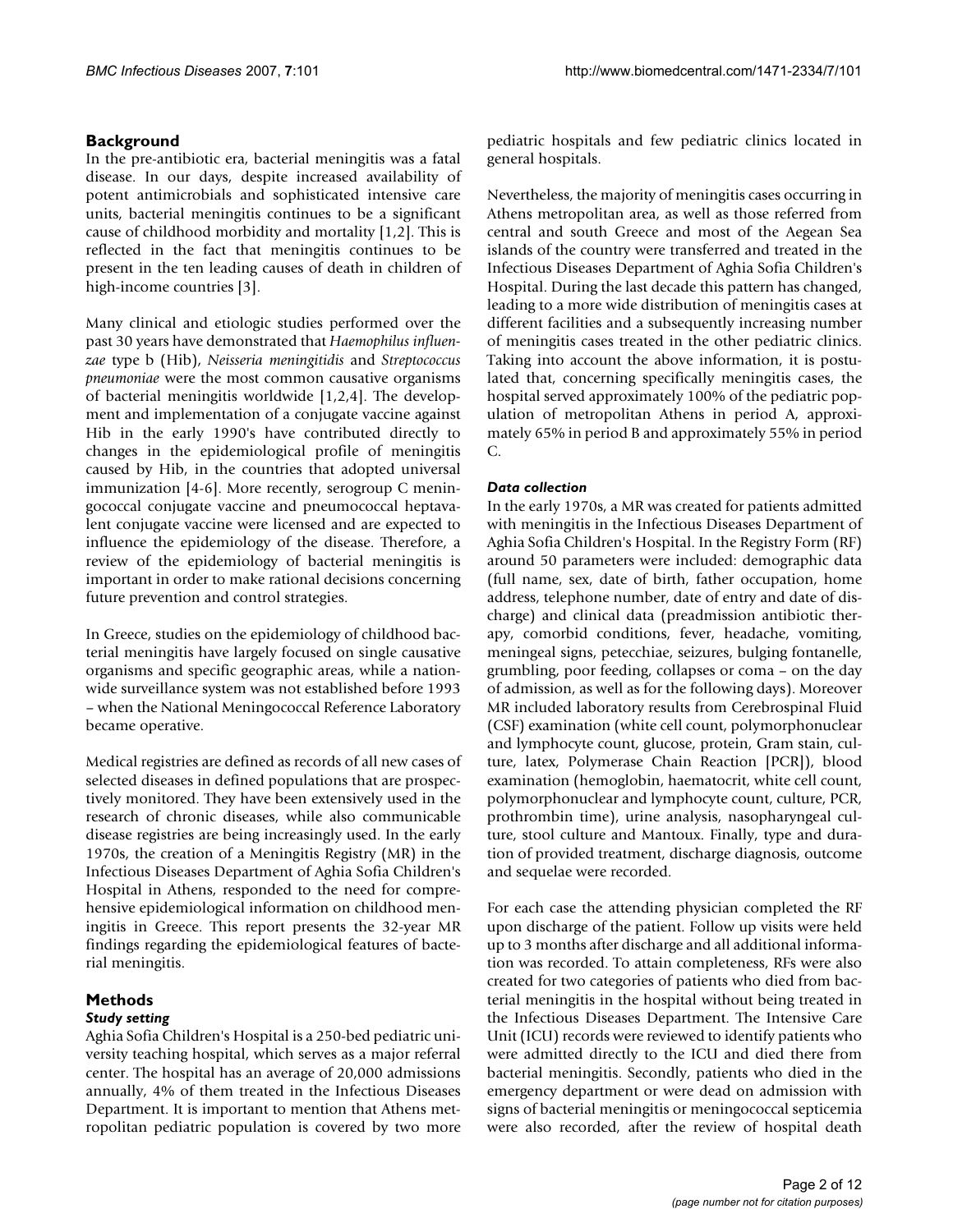## Background

In the pre-antibiotic era, bacterial meningitis was a fatal disease. In our days, despite increased availability of potent antimicrobials and sophisticated intensive care units, bacterial meningitis continues to be a significant cause of childhood morbidity and mortality [1,2]. This is reflected in the fact that meningitis continues to be present in the ten leading causes of death in children of high-income countries [3].

Many clinical and etiologic studies performed over the past 30 years have demonstrated that *Haemophilus influenzae* type b (Hib), *Neisseria meningitidis* and *Streptococcus pneumoniae* were the most common causative organisms of bacterial meningitis worldwide [1,2,4]. The development and implementation of a conjugate vaccine against Hib in the early 1990's have contributed directly to changes in the epidemiological profile of meningitis caused by Hib, in the countries that adopted universal immunization [4-6]. More recently, serogroup C meningococcal conjugate vaccine and pneumococcal heptavalent conjugate vaccine were licensed and are expected to influence the epidemiology of the disease. Therefore, a review of the epidemiology of bacterial meningitis is important in order to make rational decisions concerning future prevention and control strategies.

In Greece, studies on the epidemiology of childhood bacterial meningitis have largely focused on single causative organisms and specific geographic areas, while a nationwide surveillance system was not established before 1993 – when the National Meningococcal Reference Laboratory became operative.

Medical registries are defined as records of all new cases of selected diseases in defined populations that are prospectively monitored. They have been extensively used in the research of chronic diseases, while also communicable disease registries are being increasingly used. In the early 1970s, the creation of a Meningitis Registry (MR) in the Infectious Diseases Department of Aghia Sofia Children's Hospital in Athens, responded to the need for comprehensive epidemiological information on childhood meningitis in Greece. This report presents the 32-year MR findings regarding the epidemiological features of bacterial meningitis.

## Methods

### Study setting

Aghia Sofia Children's Hospital is a 250-bed pediatric university teaching hospital, which serves as a major referral center. The hospital has an average of 20,000 admissions annually, 4% of them treated in the Infectious Diseases Department. It is important to mention that Athens metropolitan pediatric population is covered by two more pediatric hospitals and few pediatric clinics located in general hospitals.

Nevertheless, the majority of meningitis cases occurring in Athens metropolitan area, as well as those referred from central and south Greece and most of the Aegean Sea islands of the country were transferred and treated in the Infectious Diseases Department of Aghia Sofia Children's Hospital. During the last decade this pattern has changed, leading to a more wide distribution of meningitis cases at different facilities and a subsequently increasing number of meningitis cases treated in the other pediatric clinics. Taking into account the above information, it is postulated that, concerning specifically meningitis cases, the hospital served approximately 100% of the pediatric population of metropolitan Athens in period A, approximately 65% in period B and approximately 55% in period C.

### Data collection

In the early 1970s, a MR was created for patients admitted with meningitis in the Infectious Diseases Department of Aghia Sofia Children's Hospital. In the Registry Form (RF) around 50 parameters were included: demographic data (full name, sex, date of birth, father occupation, home address, telephone number, date of entry and date of discharge) and clinical data (preadmission antibiotic therapy, comorbid conditions, fever, headache, vomiting, meningeal signs, petecchiae, seizures, bulging fontanelle, grumbling, poor feeding, collapses or coma – on the day of admission, as well as for the following days). Moreover MR included laboratory results from Cerebrospinal Fluid (CSF) examination (white cell count, polymorphonuclear and lymphocyte count, glucose, protein, Gram stain, culture, latex, Polymerase Chain Reaction [PCR]), blood examination (hemoglobin, haematocrit, white cell count, polymorphonuclear and lymphocyte count, culture, PCR, prothrombin time), urine analysis, nasopharyngeal culture, stool culture and Mantoux. Finally, type and duration of provided treatment, discharge diagnosis, outcome and sequelae were recorded.

For each case the attending physician completed the RF upon discharge of the patient. Follow up visits were held up to 3 months after discharge and all additional information was recorded. To attain completeness, RFs were also created for two categories of patients who died from bacterial meningitis in the hospital without being treated in the Infectious Diseases Department. The Intensive Care Unit (ICU) records were reviewed to identify patients who were admitted directly to the ICU and died there from bacterial meningitis. Secondly, patients who died in the emergency department or were dead on admission with signs of bacterial meningitis or meningococcal septicemia were also recorded, after the review of hospital death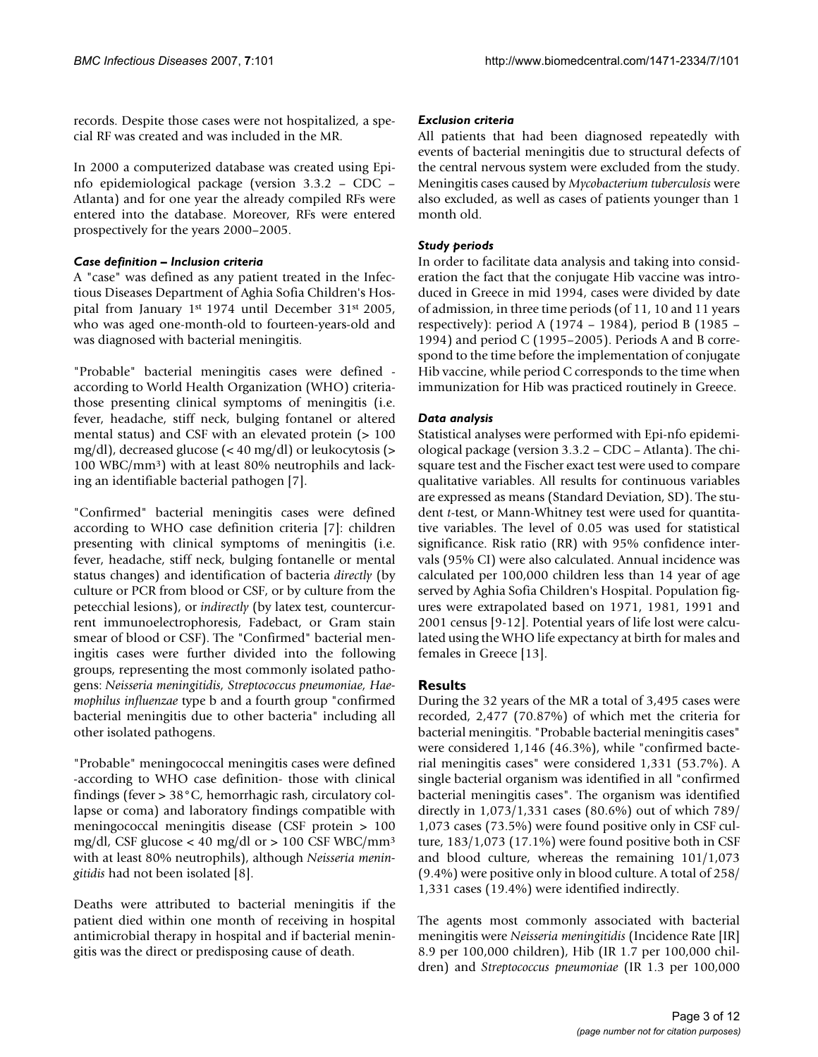records. Despite those cases were not hospitalized, a special RF was created and was included in the MR.

In 2000 a computerized database was created using Epi-nfo epidemiological package (version 3.3.2 – CDC – Atlanta) and for one year the already compiled RFs were entered into the database. Moreover, RFs were entered prospectively for the years 2000–2005.

#### *Case definition – Inclusion criteria*

A "case" was defined as any patient treated in the Infectious Diseases Department of Aghia Sofia Children's Hospital from January 1st 1974 until December 31st 2005, who was aged one-month-old to fourteen-years-old and was diagnosed with bacterial meningitis.

"Probable" bacterial meningitis cases were defined - according to World Health Organization (WHO) criteria- those presenting clinical symptoms of meningitis (i.e. fever, headache, stiff neck, bulging fontanel or altered mental status) and CSF with an elevated protein (> 100 mg/dl), decreased glucose (< 40 mg/dl) or leukocytosis (> 100 WBC/mm³) with at least 80% neutrophils and lacking an identifiable bacterial pathogen [7].

"Confirmed" bacterial meningitis cases were defined according to WHO case definition criteria [7]: children presenting with clinical symptoms of meningitis (i.e. fever, headache, stiff neck, bulging fontanelle or mental status changes) and identification of bacteria *directly* (by culture or PCR from blood or CSF, or by culture from the petecchial lesions), or *indirectly* (by latex test, countercurrent immunoelectrophoresis, Fadebact, or Gram stain smear of blood or CSF). The "Confirmed" bacterial meningitis cases were further divided into the following groups, representing the most commonly isolated pathogens: *Neisseria meningitidis, Streptococcus pneumoniae, Haemophilus influenzae* type b and a fourth group "confirmed bacterial meningitis due to other bacteria" including all other isolated pathogens.

"Probable" meningococcal meningitis cases were defined -according to WHO case definition- those with clinical findings (fever > 38°C, hemorrhagic rash, circulatory collapse or coma) and laboratory findings compatible with meningococcal meningitis disease (CSF protein > 100 mg/dl, CSF glucose < 40 mg/dl or > 100 CSF WBC/mm³ with at least 80% neutrophils), although *Neisseria meningitidis* had not been isolated [8].

Deaths were attributed to bacterial meningitis if the patient died within one month of receiving in hospital antimicrobial therapy in hospital and if bacterial meningitis was the direct or predisposing cause of death.

#### *Exclusion criteria*

All patients that had been diagnosed repeatedly with events of bacterial meningitis due to structural defects of the central nervous system were excluded from the study. Meningitis cases caused by *Mycobacterium tuberculosis* were also excluded, as well as cases of patients younger than 1 month old.

#### *Study periods*

In order to facilitate data analysis and taking into consideration the fact that the conjugate Hib vaccine was introduced in Greece in mid 1994, cases were divided by date of admission, in three time periods (of 11, 10 and 11 years respectively): period A (1974 – 1984), period B (1985 – 1994) and period C (1995–2005). Periods A and B correspond to the time before the implementation of conjugate Hib vaccine, while period C corresponds to the time when immunization for Hib was practiced routinely in Greece.

#### *Data analysis*

Statistical analyses were performed with Epi-nfo epidemiological package (version 3.3.2 – CDC – Atlanta). The chi-square test and the Fischer exact test were used to compare qualitative variables. All results for continuous variables are expressed as means (Standard Deviation, SD). The student *t*-test, or Mann-Whitney test were used for quantitative variables. The level of 0.05 was used for statistical significance. Risk ratio (RR) with 95% confidence intervals (95% CI) were also calculated. Annual incidence was calculated per 100,000 children less than 14 year of age served by Aghia Sofia Children's Hospital. Population figures were extrapolated based on 1971, 1981, 1991 and 2001 census [9-12]. Potential years of life lost were calculated using the WHO life expectancy at birth for males and females in Greece [13].

## Results

During the 32 years of the MR a total of 3,495 cases were recorded, 2,477 (70.87%) of which met the criteria for bacterial meningitis. "Probable bacterial meningitis cases" were considered 1,146 (46.3%), while "confirmed bacterial meningitis cases" were considered 1,331 (53.7%). A single bacterial organism was identified in all "confirmed bacterial meningitis cases". The organism was identified directly in 1,073/1,331 cases (80.6%) out of which 789/1,073 cases (73.5%) were found positive only in CSF culture, 183/1,073 (17.1%) were found positive both in CSF and blood culture, whereas the remaining 101/1,073 (9.4%) were positive only in blood culture. A total of 258/1,331 cases (19.4%) were identified indirectly.

The agents most commonly associated with bacterial meningitis were *Neisseria meningitidis* (Incidence Rate [IR] 8.9 per 100,000 children), Hib (IR 1.7 per 100,000 children) and *Streptococcus pneumoniae* (IR 1.3 per 100,000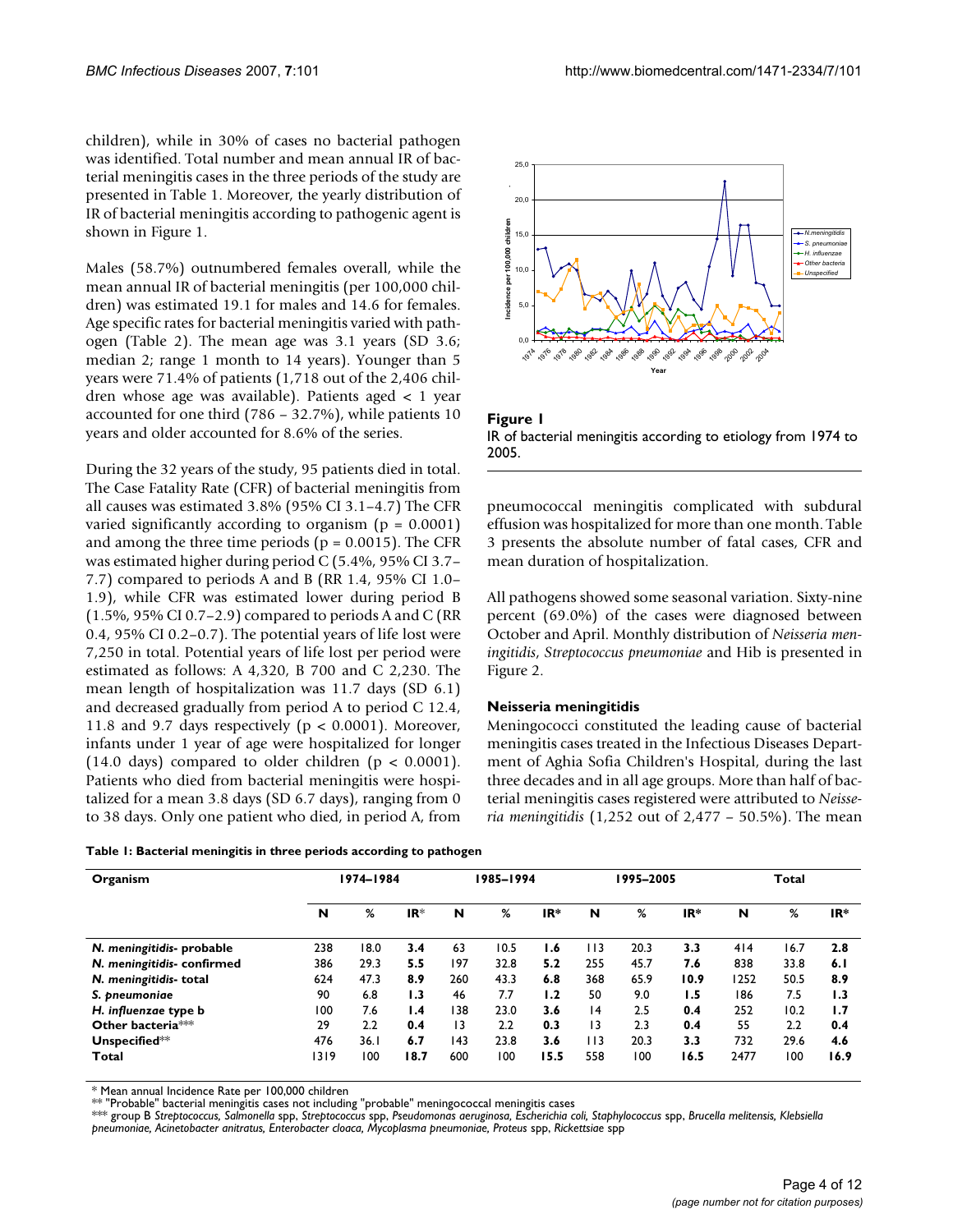children), while in 30% of cases no bacterial pathogen was identified. Total number and mean annual IR of bacterial meningitis cases in the three periods of the study are presented in Table 1. Moreover, the yearly distribution of IR of bacterial meningitis according to pathogenic agent is shown in Figure 1.

Males (58.7%) outnumbered females overall, while the mean annual IR of bacterial meningitis (per 100,000 children) was estimated 19.1 for males and 14.6 for females. Age specific rates for bacterial meningitis varied with pathogen (Table 2). The mean age was 3.1 years (SD 3.6; median 2; range 1 month to 14 years). Younger than 5 years were 71.4% of patients (1,718 out of the 2,406 children whose age was available). Patients aged < 1 year accounted for one third (786 – 32.7%), while patients 10 years and older accounted for 8.6% of the series.

During the 32 years of the study, 95 patients died in total. The Case Fatality Rate (CFR) of bacterial meningitis from all causes was estimated 3.8% (95% CI 3.1–4.7) The CFR varied significantly according to organism ($p = 0.0001$) and among the three time periods ($p = 0.0015$). The CFR was estimated higher during period C (5.4%, 95% CI 3.7–7.7) compared to periods A and B (RR 1.4, 95% CI 1.0–1.9), while CFR was estimated lower during period B (1.5%, 95% CI 0.7–2.9) compared to periods A and C (RR 0.4, 95% CI 0.2–0.7). The potential years of life lost were 7,250 in total. Potential years of life lost per period were estimated as follows: A 4,320, B 700 and C 2,230. The mean length of hospitalization was 11.7 days (SD 6.1) and decreased gradually from period A to period C 12.4, 11.8 and 9.7 days respectively ($p < 0.0001$). Moreover, infants under 1 year of age were hospitalized for longer (14.0 days) compared to older children ($p < 0.0001$). Patients who died from bacterial meningitis were hospitalized for a mean 3.8 days (SD 6.7 days), ranging from 0 to 38 days. Only one patient who died, in period A, from pneumococcal meningitis complicated with subdural effusion was hospitalized for more than one month. Table 3 presents the absolute number of fatal cases, CFR and mean duration of hospitalization.

**Figure 1**
IR of bacterial meningitis according to etiology from 1974 to 2005.

All pathogens showed some seasonal variation. Sixty-nine percent (69.0%) of the cases were diagnosed between October and April. Monthly distribution of *Neisseria meningitidis*, *Streptococcus pneumoniae* and Hib is presented in Figure 2.

### Neisseria meningitidis

Meningococci constituted the leading cause of bacterial meningitis cases treated in the Infectious Diseases Department of Aghia Sofia Children's Hospital, during the last three decades and in all age groups. More than half of bacterial meningitis cases registered were attributed to *Neisseria meningitidis* (1,252 out of 2,477 – 50.5%). The mean

**Table 1: Bacterial meningitis in three periods according to pathogen**

| Organism | 1974–1984 | | | 1985–1994 | | | 1995–2005 | | | Total | | |
|---|---|---|---|---|---|---|---|---|---|---|---|---|
| | N | % | IR* | N | % | IR* | N | % | IR* | N | % | IR* |
| ***N. meningitidis*- probable** | 238 | 18.0 | **3.4** | 63 | 10.5 | **1.6** | 113 | 20.3 | **3.3** | 414 | 16.7 | **2.8** |
| ***N. meningitidis*- confirmed** | 386 | 29.3 | **5.5** | 197 | 32.8 | **5.2** | 255 | 45.7 | **7.6** | 838 | 33.8 | **6.1** |
| ***N. meningitidis*- total** | 624 | 47.3 | **8.9** | 260 | 43.3 | **6.8** | 368 | 65.9 | **10.9** | 1252 | 50.5 | **8.9** |
| ***S. pneumoniae*** | 90 | 6.8 | **1.3** | 46 | 7.7 | **1.2** | 50 | 9.0 | **1.5** | 186 | 7.5 | **1.3** |
| ***H. influenzae* type b** | 100 | 7.6 | **1.4** | 138 | 23.0 | **3.6** | 14 | 2.5 | **0.4** | 252 | 10.2 | **1.7** |
| **Other bacteria\*\*\*** | 29 | 2.2 | **0.4** | 13 | 2.2 | **0.3** | 13 | 2.3 | **0.4** | 55 | 2.2 | **0.4** |
| **Unspecified\*\*** | 476 | 36.1 | **6.7** | 143 | 23.8 | **3.6** | 113 | 20.3 | **3.3** | 732 | 29.6 | **4.6** |
| **Total** | 1319 | 100 | **18.7** | 600 | 100 | **15.5** | 558 | 100 | **16.5** | 2477 | 100 | **16.9** |

\* Mean annual Incidence Rate per 100,000 children
\*\* "Probable" bacterial meningitis cases not including "probable" meningococcal meningitis cases
\*\*\* group B *Streptococcus, Salmonella* spp, *Streptococcus* spp, *Pseudomonas aeruginosa, Escherichia coli, Staphylococcus* spp, *Brucella melitensis, Klebsiella pneumoniae, Acinetobacter anitratus, Enterobacter cloaca, Mycoplasma pneumoniae, Proteus* spp, *Rickettsiae* spp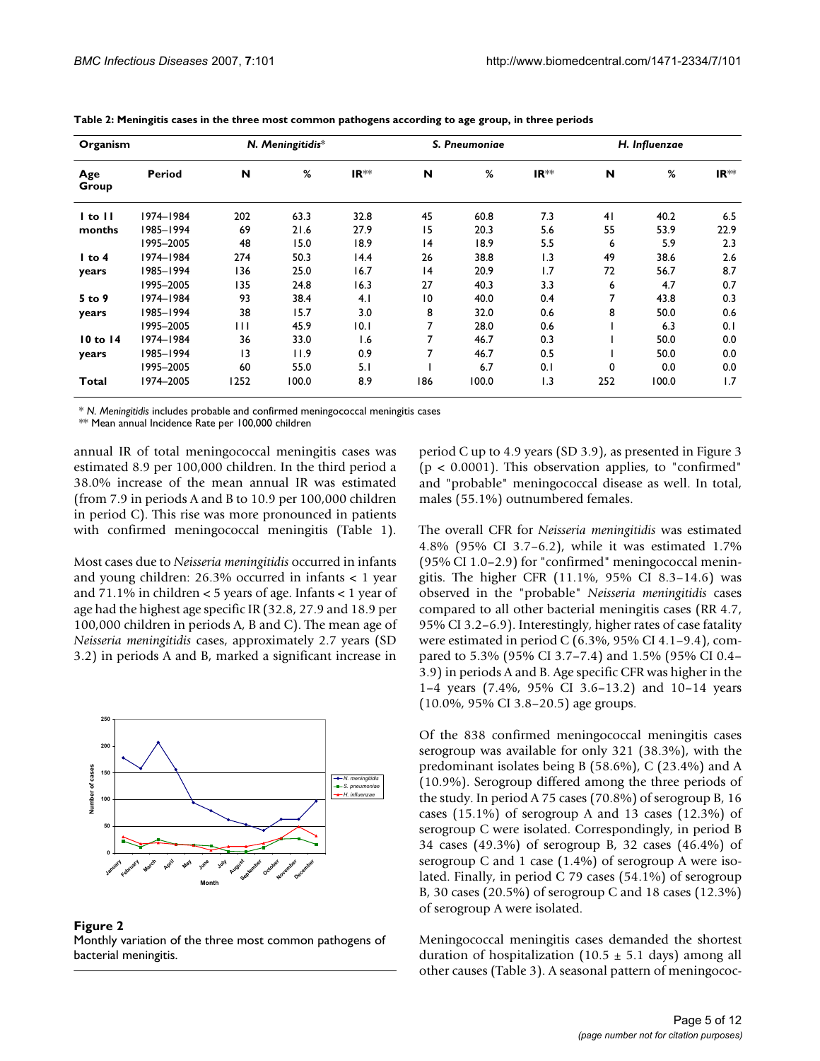**Table 2: Meningitis cases in the three most common pathogens according to age group, in three periods**

| Organism | | *N. Meningitidis** | | | *S. Pneumoniae* | | | *H. Influenzae* | | |
|---|---|---|---|---|---|---|---|---|---|---|
| **Age Group** | **Period** | **N** | **%** | **IR**** | **N** | **%** | **IR**** | **N** | **%** | **IR**** |
| **1 to 11 months** | 1974–1984 | 202 | 63.3 | 32.8 | 45 | 60.8 | 7.3 | 41 | 40.2 | 6.5 |
| | 1985–1994 | 69 | 21.6 | 27.9 | 15 | 20.3 | 5.6 | 55 | 53.9 | 22.9 |
| | 1995–2005 | 48 | 15.0 | 18.9 | 14 | 18.9 | 5.5 | 6 | 5.9 | 2.3 |
| **1 to 4 years** | 1974–1984 | 274 | 50.3 | 14.4 | 26 | 38.8 | 1.3 | 49 | 38.6 | 2.6 |
| | 1985–1994 | 136 | 25.0 | 16.7 | 14 | 20.9 | 1.7 | 72 | 56.7 | 8.7 |
| | 1995–2005 | 135 | 24.8 | 16.3 | 27 | 40.3 | 3.3 | 6 | 4.7 | 0.7 |
| **5 to 9 years** | 1974–1984 | 93 | 38.4 | 4.1 | 10 | 40.0 | 0.4 | 7 | 43.8 | 0.3 |
| | 1985–1994 | 38 | 15.7 | 3.0 | 8 | 32.0 | 0.6 | 8 | 50.0 | 0.6 |
| | 1995–2005 | 111 | 45.9 | 10.1 | 7 | 28.0 | 0.6 | 1 | 6.3 | 0.1 |
| **10 to 14 years** | 1974–1984 | 36 | 33.0 | 1.6 | 7 | 46.7 | 0.3 | 1 | 50.0 | 0.0 |
| | 1985–1994 | 13 | 11.9 | 0.9 | 7 | 46.7 | 0.5 | 1 | 50.0 | 0.0 |
| | 1995–2005 | 60 | 55.0 | 5.1 | 1 | 6.7 | 0.1 | 0 | 0.0 | 0.0 |
| **Total** | 1974–2005 | 1252 | 100.0 | 8.9 | 186 | 100.0 | 1.3 | 252 | 100.0 | 1.7 |

\* *N. Meningitidis* includes probable and confirmed meningococcal meningitis cases
** Mean annual Incidence Rate per 100,000 children

annual IR of total meningococcal meningitis cases was estimated 8.9 per 100,000 children. In the third period a 38.0% increase of the mean annual IR was estimated (from 7.9 in periods A and B to 10.9 per 100,000 children in period C). This rise was more pronounced in patients with confirmed meningococcal meningitis (Table 1).

Most cases due to *Neisseria meningitidis* occurred in infants and young children: 26.3% occurred in infants < 1 year and 71.1% in children < 5 years of age. Infants < 1 year of age had the highest age specific IR (32.8, 27.9 and 18.9 per 100,000 children in periods A, B and C). The mean age of *Neisseria meningitidis* cases, approximately 2.7 years (SD 3.2) in periods A and B, marked a significant increase in period C up to 4.9 years (SD 3.9), as presented in Figure 3 ($p < 0.0001$). This observation applies, to "confirmed" and "probable" meningococcal disease as well. In total, males (55.1%) outnumbered females.

**Figure 2**
Monthly variation of the three most common pathogens of bacterial meningitis.

The overall CFR for *Neisseria meningitidis* was estimated 4.8% (95% CI 3.7–6.2), while it was estimated 1.7% (95% CI 1.0–2.9) for "confirmed" meningococcal meningitis. The higher CFR (11.1%, 95% CI 8.3–14.6) was observed in the "probable" *Neisseria meningitidis* cases compared to all other bacterial meningitis cases (RR 4.7, 95% CI 3.2–6.9). Interestingly, higher rates of case fatality were estimated in period C (6.3%, 95% CI 4.1–9.4), compared to 5.3% (95% CI 3.7–7.4) and 1.5% (95% CI 0.4–3.9) in periods A and B. Age specific CFR was higher in the 1–4 years (7.4%, 95% CI 3.6–13.2) and 10–14 years (10.0%, 95% CI 3.8–20.5) age groups.

Of the 838 confirmed meningococcal meningitis cases serogroup was available for only 321 (38.3%), with the predominant isolates being B (58.6%), C (23.4%) and A (10.9%). Serogroup differed among the three periods of the study. In period A 75 cases (70.8%) of serogroup B, 16 cases (15.1%) of serogroup A and 13 cases (12.3%) of serogroup C were isolated. Correspondingly, in period B 34 cases (49.3%) of serogroup B, 32 cases (46.4%) of serogroup C and 1 case (1.4%) of serogroup A were isolated. Finally, in period C 79 cases (54.1%) of serogroup B, 30 cases (20.5%) of serogroup C and 18 cases (12.3%) of serogroup A were isolated.

Meningococcal meningitis cases demanded the shortest duration of hospitalization ($10.5 \pm 5.1$ days) among all other causes (Table 3). A seasonal pattern of meningococ-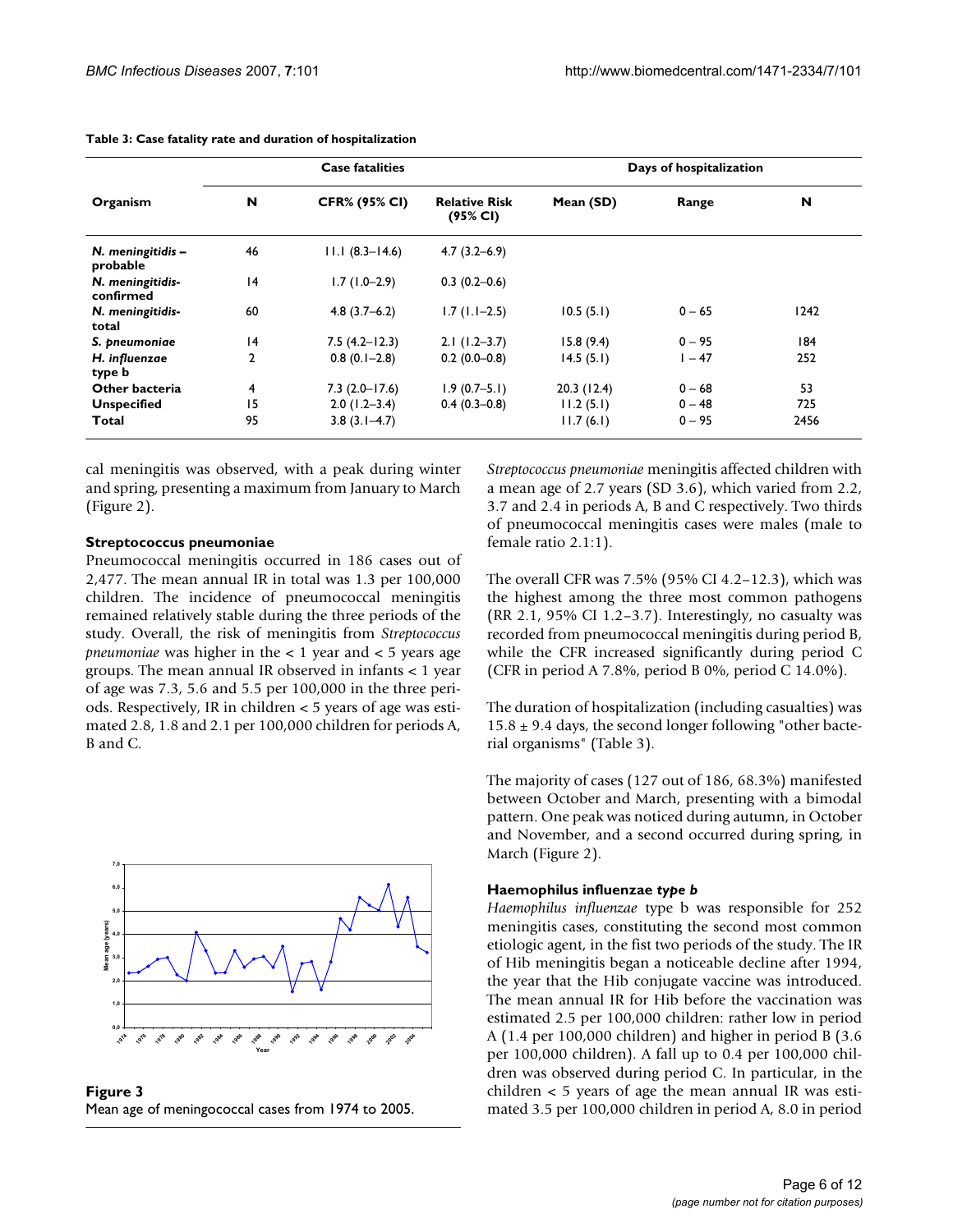**Table 3: Case fatality rate and duration of hospitalization**

| Organism | Case fatalities | | | Days of hospitalization | | |
|---|---|---|---|---|---|---|
| | N | CFR% (95% CI) | Relative Risk (95% CI) | Mean (SD) | Range | N |
| *N. meningitidis* – probable | 46 | 11.1 (8.3–14.6) | 4.7 (3.2–6.9) | | | |
| *N. meningitidis*-confirmed | 14 | 1.7 (1.0–2.9) | 0.3 (0.2–0.6) | | | |
| *N. meningitidis*-total | 60 | 4.8 (3.7–6.2) | 1.7 (1.1–2.5) | 10.5 (5.1) | 0 – 65 | 1242 |
| *S. pneumoniae* | 14 | 7.5 (4.2–12.3) | 2.1 (1.2–3.7) | 15.8 (9.4) | 0 – 95 | 184 |
| *H. influenzae* type b | 2 | 0.8 (0.1–2.8) | 0.2 (0.0–0.8) | 14.5 (5.1) | 1 – 47 | 252 |
| Other bacteria | 4 | 7.3 (2.0–17.6) | 1.9 (0.7–5.1) | 20.3 (12.4) | 0 – 68 | 53 |
| Unspecified | 15 | 2.0 (1.2–3.4) | 0.4 (0.3–0.8) | 11.2 (5.1) | 0 – 48 | 725 |
| Total | 95 | 3.8 (3.1–4.7) | | 11.7 (6.1) | 0 – 95 | 2456 |

cal meningitis was observed, with a peak during winter and spring, presenting a maximum from January to March (Figure 2).

#### Streptococcus pneumoniae

Pneumococcal meningitis occurred in 186 cases out of 2,477. The mean annual IR in total was 1.3 per 100,000 children. The incidence of pneumococcal meningitis remained relatively stable during the three periods of the study. Overall, the risk of meningitis from *Streptococcus pneumoniae* was higher in the < 1 year and < 5 years age groups. The mean annual IR observed in infants < 1 year of age was 7.3, 5.6 and 5.5 per 100,000 in the three periods. Respectively, IR in children < 5 years of age was estimated 2.8, 1.8 and 2.1 per 100,000 children for periods A, B and C.

**Figure 3**
Mean age of meningococcal cases from 1974 to 2005.

*Streptococcus pneumoniae* meningitis affected children with a mean age of 2.7 years (SD 3.6), which varied from 2.2, 3.7 and 2.4 in periods A, B and C respectively. Two thirds of pneumococcal meningitis cases were males (male to female ratio 2.1:1).

The overall CFR was 7.5% (95% CI 4.2–12.3), which was the highest among the three most common pathogens (RR 2.1, 95% CI 1.2–3.7). Interestingly, no casualty was recorded from pneumococcal meningitis during period B, while the CFR increased significantly during period C (CFR in period A 7.8%, period B 0%, period C 14.0%).

The duration of hospitalization (including casualties) was 15.8 ± 9.4 days, the second longer following "other bacterial organisms" (Table 3).

The majority of cases (127 out of 186, 68.3%) manifested between October and March, presenting with a bimodal pattern. One peak was noticed during autumn, in October and November, and a second occurred during spring, in March (Figure 2).

#### Haemophilus influenzae *type b*

*Haemophilus influenzae* type b was responsible for 252 meningitis cases, constituting the second most common etiologic agent, in the fist two periods of the study. The IR of Hib meningitis began a noticeable decline after 1994, the year that the Hib conjugate vaccine was introduced. The mean annual IR for Hib before the vaccination was estimated 2.5 per 100,000 children: rather low in period A (1.4 per 100,000 children) and higher in period B (3.6 per 100,000 children). A fall up to 0.4 per 100,000 children was observed during period C. In particular, in the children < 5 years of age the mean annual IR was estimated 3.5 per 100,000 children in period A, 8.0 in period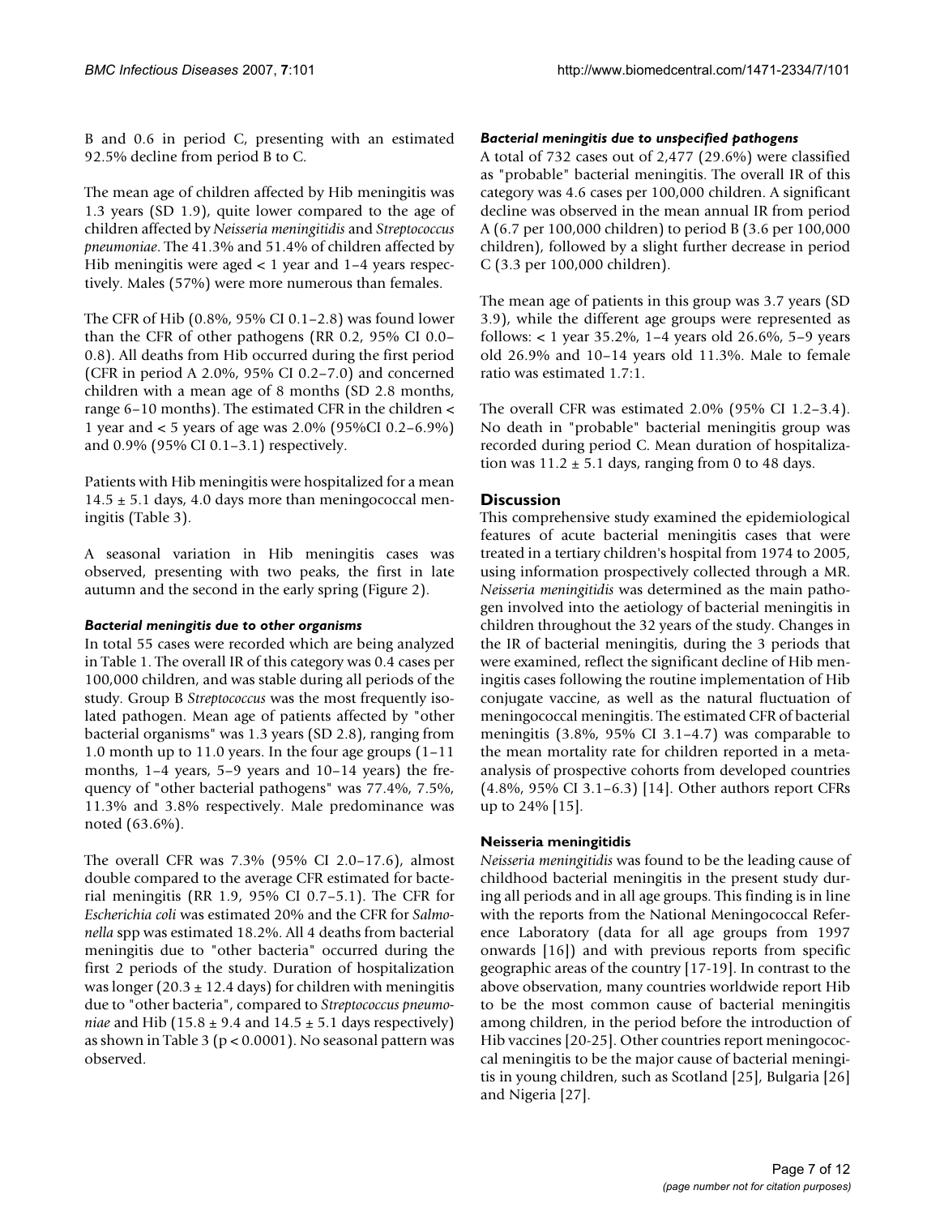B and 0.6 in period C, presenting with an estimated 92.5% decline from period B to C.

The mean age of children affected by Hib meningitis was 1.3 years (SD 1.9), quite lower compared to the age of children affected by *Neisseria meningitidis* and *Streptococcus pneumoniae*. The 41.3% and 51.4% of children affected by Hib meningitis were aged < 1 year and 1–4 years respectively. Males (57%) were more numerous than females.

The CFR of Hib (0.8%, 95% CI 0.1–2.8) was found lower than the CFR of other pathogens (RR 0.2, 95% CI 0.0–0.8). All deaths from Hib occurred during the first period (CFR in period A 2.0%, 95% CI 0.2–7.0) and concerned children with a mean age of 8 months (SD 2.8 months, range 6–10 months). The estimated CFR in the children < 1 year and < 5 years of age was 2.0% (95%CI 0.2–6.9%) and 0.9% (95% CI 0.1–3.1) respectively.

Patients with Hib meningitis were hospitalized for a mean 14.5 ± 5.1 days, 4.0 days more than meningococcal meningitis (Table 3).

A seasonal variation in Hib meningitis cases was observed, presenting with two peaks, the first in late autumn and the second in the early spring (Figure 2).

### *Bacterial meningitis due to other organisms*

In total 55 cases were recorded which are being analyzed in Table 1. The overall IR of this category was 0.4 cases per 100,000 children, and was stable during all periods of the study. Group B *Streptococcus* was the most frequently isolated pathogen. Mean age of patients affected by "other bacterial organisms" was 1.3 years (SD 2.8), ranging from 1.0 month up to 11.0 years. In the four age groups (1–11 months, 1–4 years, 5–9 years and 10–14 years) the frequency of "other bacterial pathogens" was 77.4%, 7.5%, 11.3% and 3.8% respectively. Male predominance was noted (63.6%).

The overall CFR was 7.3% (95% CI 2.0–17.6), almost double compared to the average CFR estimated for bacterial meningitis (RR 1.9, 95% CI 0.7–5.1). The CFR for *Escherichia coli* was estimated 20% and the CFR for *Salmonella* spp was estimated 18.2%. All 4 deaths from bacterial meningitis due to "other bacteria" occurred during the first 2 periods of the study. Duration of hospitalization was longer (20.3 ± 12.4 days) for children with meningitis due to "other bacteria", compared to *Streptococcus pneumoniae* and Hib (15.8 ± 9.4 and 14.5 ± 5.1 days respectively) as shown in Table 3 ($p < 0.0001$). No seasonal pattern was observed.

### *Bacterial meningitis due to unspecified pathogens*

A total of 732 cases out of 2,477 (29.6%) were classified as "probable" bacterial meningitis. The overall IR of this category was 4.6 cases per 100,000 children. A significant decline was observed in the mean annual IR from period A (6.7 per 100,000 children) to period B (3.6 per 100,000 children), followed by a slight further decrease in period C (3.3 per 100,000 children).

The mean age of patients in this group was 3.7 years (SD 3.9), while the different age groups were represented as follows: < 1 year 35.2%, 1–4 years old 26.6%, 5–9 years old 26.9% and 10–14 years old 11.3%. Male to female ratio was estimated 1.7:1.

The overall CFR was estimated 2.0% (95% CI 1.2–3.4). No death in "probable" bacterial meningitis group was recorded during period C. Mean duration of hospitalization was 11.2 ± 5.1 days, ranging from 0 to 48 days.

## Discussion

This comprehensive study examined the epidemiological features of acute bacterial meningitis cases that were treated in a tertiary children's hospital from 1974 to 2005, using information prospectively collected through a MR. *Neisseria meningitidis* was determined as the main pathogen involved into the aetiology of bacterial meningitis in children throughout the 32 years of the study. Changes in the IR of bacterial meningitis, during the 3 periods that were examined, reflect the significant decline of Hib meningitis cases following the routine implementation of Hib conjugate vaccine, as well as the natural fluctuation of meningococcal meningitis. The estimated CFR of bacterial meningitis (3.8%, 95% CI 3.1–4.7) was comparable to the mean mortality rate for children reported in a meta-analysis of prospective cohorts from developed countries (4.8%, 95% CI 3.1–6.3) [14]. Other authors report CFRs up to 24% [15].

### Neisseria meningitidis

*Neisseria meningitidis* was found to be the leading cause of childhood bacterial meningitis in the present study during all periods and in all age groups. This finding is in line with the reports from the National Meningococcal Reference Laboratory (data for all age groups from 1997 onwards [16]) and with previous reports from specific geographic areas of the country [17-19]. In contrast to the above observation, many countries worldwide report Hib to be the most common cause of bacterial meningitis among children, in the period before the introduction of Hib vaccines [20-25]. Other countries report meningococcal meningitis to be the major cause of bacterial meningitis in young children, such as Scotland [25], Bulgaria [26] and Nigeria [27].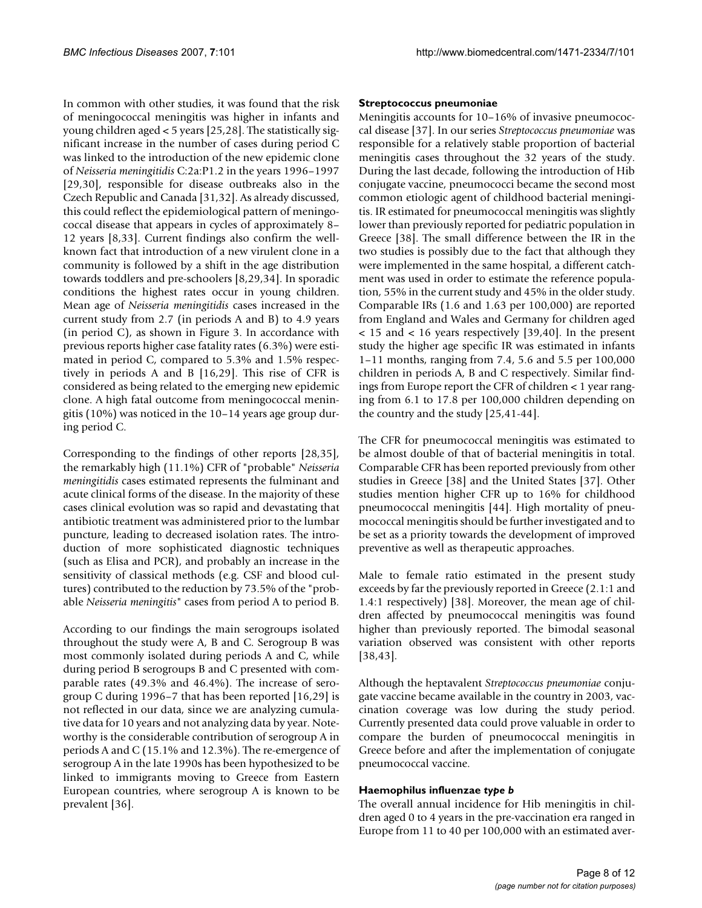In common with other studies, it was found that the risk of meningococcal meningitis was higher in infants and young children aged < 5 years [25,28]. The statistically significant increase in the number of cases during period C was linked to the introduction of the new epidemic clone of *Neisseria meningitidis* C:2a:P1.2 in the years 1996–1997 [29,30], responsible for disease outbreaks also in the Czech Republic and Canada [31,32]. As already discussed, this could reflect the epidemiological pattern of meningococcal disease that appears in cycles of approximately 8–12 years [8,33]. Current findings also confirm the well-known fact that introduction of a new virulent clone in a community is followed by a shift in the age distribution towards toddlers and pre-schoolers [8,29,34]. In sporadic conditions the highest rates occur in young children. Mean age of *Neisseria meningitidis* cases increased in the current study from 2.7 (in periods A and B) to 4.9 years (in period C), as shown in Figure 3. In accordance with previous reports higher case fatality rates (6.3%) were estimated in period C, compared to 5.3% and 1.5% respectively in periods A and B [16,29]. This rise of CFR is considered as being related to the emerging new epidemic clone. A high fatal outcome from meningococcal meningitis (10%) was noticed in the 10–14 years age group during period C.

Corresponding to the findings of other reports [28,35], the remarkably high (11.1%) CFR of "probable" *Neisseria meningitidis* cases estimated represents the fulminant and acute clinical forms of the disease. In the majority of these cases clinical evolution was so rapid and devastating that antibiotic treatment was administered prior to the lumbar puncture, leading to decreased isolation rates. The introduction of more sophisticated diagnostic techniques (such as Elisa and PCR), and probably an increase in the sensitivity of classical methods (e.g. CSF and blood cultures) contributed to the reduction by 73.5% of the "probable *Neisseria meningitis*" cases from period A to period B.

According to our findings the main serogroups isolated throughout the study were A, B and C. Serogroup B was most commonly isolated during periods A and C, while during period B serogroups B and C presented with comparable rates (49.3% and 46.4%). The increase of serogroup C during 1996–7 that has been reported [16,29] is not reflected in our data, since we are analyzing cumulative data for 10 years and not analyzing data by year. Noteworthy is the considerable contribution of serogroup A in periods A and C (15.1% and 12.3%). The re-emergence of serogroup A in the late 1990s has been hypothesized to be linked to immigrants moving to Greece from Eastern European countries, where serogroup A is known to be prevalent [36].

#### Streptococcus pneumoniae

Meningitis accounts for 10–16% of invasive pneumococcal disease [37]. In our series *Streptococcus pneumoniae* was responsible for a relatively stable proportion of bacterial meningitis cases throughout the 32 years of the study. During the last decade, following the introduction of Hib conjugate vaccine, pneumococci became the second most common etiologic agent of childhood bacterial meningitis. IR estimated for pneumococcal meningitis was slightly lower than previously reported for pediatric population in Greece [38]. The small difference between the IR in the two studies is possibly due to the fact that although they were implemented in the same hospital, a different catchment was used in order to estimate the reference population, 55% in the current study and 45% in the older study. Comparable IRs (1.6 and 1.63 per 100,000) are reported from England and Wales and Germany for children aged < 15 and < 16 years respectively [39,40]. In the present study the higher age specific IR was estimated in infants 1–11 months, ranging from 7.4, 5.6 and 5.5 per 100,000 children in periods A, B and C respectively. Similar findings from Europe report the CFR of children < 1 year ranging from 6.1 to 17.8 per 100,000 children depending on the country and the study [25,41-44].

The CFR for pneumococcal meningitis was estimated to be almost double of that of bacterial meningitis in total. Comparable CFR has been reported previously from other studies in Greece [38] and the United States [37]. Other studies mention higher CFR up to 16% for childhood pneumococcal meningitis [44]. High mortality of pneumococcal meningitis should be further investigated and to be set as a priority towards the development of improved preventive as well as therapeutic approaches.

Male to female ratio estimated in the present study exceeds by far the previously reported in Greece (2.1:1 and 1.4:1 respectively) [38]. Moreover, the mean age of children affected by pneumococcal meningitis was found higher than previously reported. The bimodal seasonal variation observed was consistent with other reports [38,43].

Although the heptavalent *Streptococcus pneumoniae* conjugate vaccine became available in the country in 2003, vaccination coverage was low during the study period. Currently presented data could prove valuable in order to compare the burden of pneumococcal meningitis in Greece before and after the implementation of conjugate pneumococcal vaccine.

#### Haemophilus influenzae *type b*

The overall annual incidence for Hib meningitis in children aged 0 to 4 years in the pre-vaccination era ranged in Europe from 11 to 40 per 100,000 with an estimated aver-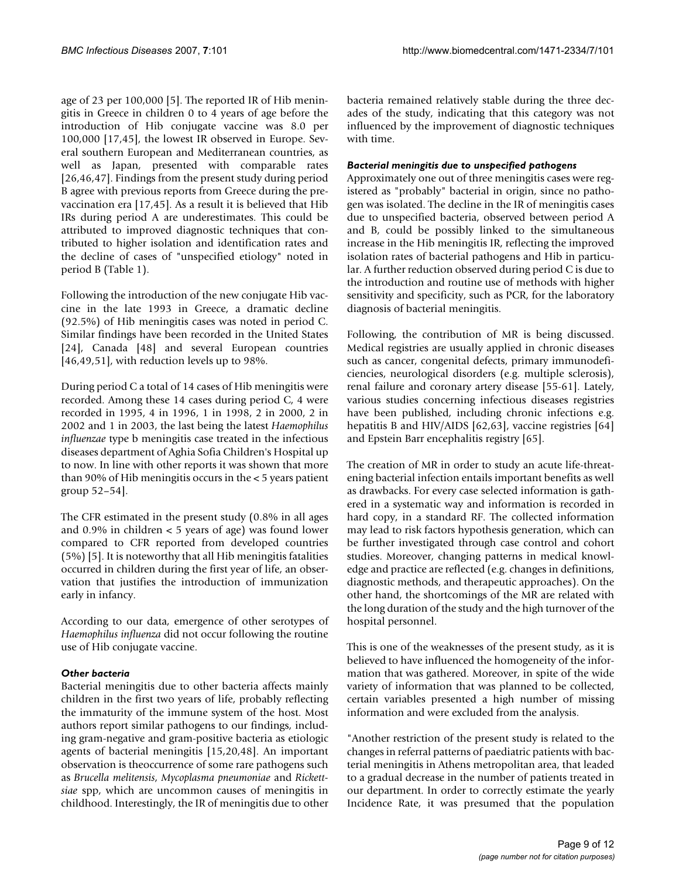age of 23 per 100,000 [5]. The reported IR of Hib meningitis in Greece in children 0 to 4 years of age before the introduction of Hib conjugate vaccine was 8.0 per 100,000 [17,45], the lowest IR observed in Europe. Several southern European and Mediterranean countries, as well as Japan, presented with comparable rates [26,46,47]. Findings from the present study during period B agree with previous reports from Greece during the pre-vaccination era [17,45]. As a result it is believed that Hib IRs during period A are underestimates. This could be attributed to improved diagnostic techniques that contributed to higher isolation and identification rates and the decline of cases of "unspecified etiology" noted in period B (Table 1).

Following the introduction of the new conjugate Hib vaccine in the late 1993 in Greece, a dramatic decline (92.5%) of Hib meningitis cases was noted in period C. Similar findings have been recorded in the United States [24], Canada [48] and several European countries [46,49,51], with reduction levels up to 98%.

During period C a total of 14 cases of Hib meningitis were recorded. Among these 14 cases during period C, 4 were recorded in 1995, 4 in 1996, 1 in 1998, 2 in 2000, 2 in 2002 and 1 in 2003, the last being the latest *Haemophilus influenzae* type b meningitis case treated in the infectious diseases department of Aghia Sofia Children's Hospital up to now. In line with other reports it was shown that more than 90% of Hib meningitis occurs in the < 5 years patient group 52–54].

The CFR estimated in the present study (0.8% in all ages and 0.9% in children < 5 years of age) was found lower compared to CFR reported from developed countries (5%) [5]. It is noteworthy that all Hib meningitis fatalities occurred in children during the first year of life, an observation that justifies the introduction of immunization early in infancy.

According to our data, emergence of other serotypes of *Haemophilus influenza* did not occur following the routine use of Hib conjugate vaccine.

### *Other bacteria*

Bacterial meningitis due to other bacteria affects mainly children in the first two years of life, probably reflecting the immaturity of the immune system of the host. Most authors report similar pathogens to our findings, including gram-negative and gram-positive bacteria as etiologic agents of bacterial meningitis [15,20,48]. An important observation is theoccurrence of some rare pathogens such as *Brucella melitensis*, *Mycoplasma pneumoniae* and *Rickettsiae* spp, which are uncommon causes of meningitis in childhood. Interestingly, the IR of meningitis due to other bacteria remained relatively stable during the three decades of the study, indicating that this category was not influenced by the improvement of diagnostic techniques with time.

### *Bacterial meningitis due to unspecified pathogens*

Approximately one out of three meningitis cases were registered as "probably" bacterial in origin, since no pathogen was isolated. The decline in the IR of meningitis cases due to unspecified bacteria, observed between period A and B, could be possibly linked to the simultaneous increase in the Hib meningitis IR, reflecting the improved isolation rates of bacterial pathogens and Hib in particular. A further reduction observed during period C is due to the introduction and routine use of methods with higher sensitivity and specificity, such as PCR, for the laboratory diagnosis of bacterial meningitis.

Following, the contribution of MR is being discussed. Medical registries are usually applied in chronic diseases such as cancer, congenital defects, primary immunodeficiencies, neurological disorders (e.g. multiple sclerosis), renal failure and coronary artery disease [55-61]. Lately, various studies concerning infectious diseases registries have been published, including chronic infections e.g. hepatitis B and HIV/AIDS [62,63], vaccine registries [64] and Epstein Barr encephalitis registry [65].

The creation of MR in order to study an acute life-threatening bacterial infection entails important benefits as well as drawbacks. For every case selected information is gathered in a systematic way and information is recorded in hard copy, in a standard RF. The collected information may lead to risk factors hypothesis generation, which can be further investigated through case control and cohort studies. Moreover, changing patterns in medical knowledge and practice are reflected (e.g. changes in definitions, diagnostic methods, and therapeutic approaches). On the other hand, the shortcomings of the MR are related with the long duration of the study and the high turnover of the hospital personnel.

This is one of the weaknesses of the present study, as it is believed to have influenced the homogeneity of the information that was gathered. Moreover, in spite of the wide variety of information that was planned to be collected, certain variables presented a high number of missing information and were excluded from the analysis.

"Another restriction of the present study is related to the changes in referral patterns of paediatric patients with bacterial meningitis in Athens metropolitan area, that leaded to a gradual decrease in the number of patients treated in our department. In order to correctly estimate the yearly Incidence Rate, it was presumed that the population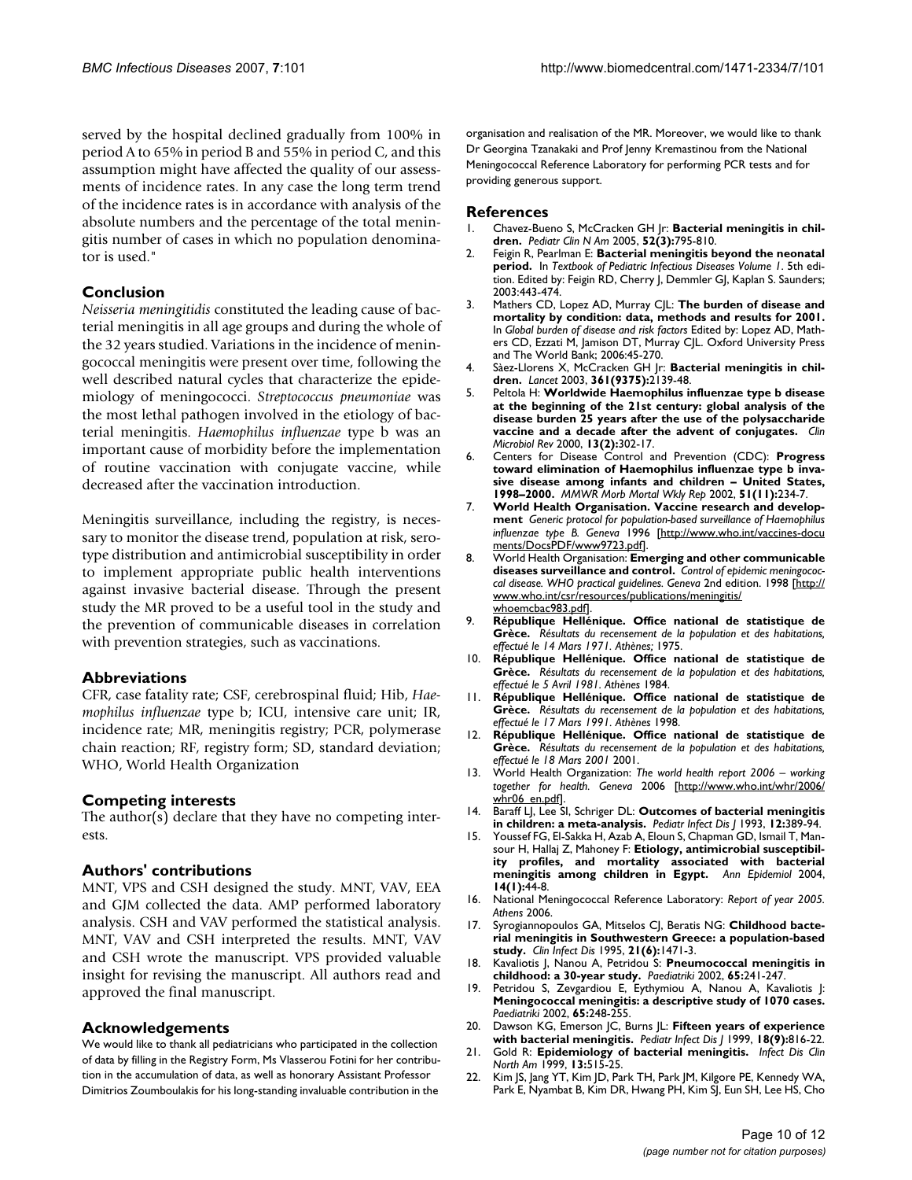served by the hospital declined gradually from 100% in period A to 65% in period B and 55% in period C, and this assumption might have affected the quality of our assessments of incidence rates. In any case the long term trend of the incidence rates is in accordance with analysis of the absolute numbers and the percentage of the total meningitis number of cases in which no population denominator is used."

## Conclusion

*Neisseria meningitidis* constituted the leading cause of bacterial meningitis in all age groups and during the whole of the 32 years studied. Variations in the incidence of meningococcal meningitis were present over time, following the well described natural cycles that characterize the epidemiology of meningococci. *Streptococcus pneumoniae* was the most lethal pathogen involved in the etiology of bacterial meningitis. *Haemophilus influenzae* type b was an important cause of morbidity before the implementation of routine vaccination with conjugate vaccine, while decreased after the vaccination introduction.

Meningitis surveillance, including the registry, is necessary to monitor the disease trend, population at risk, serotype distribution and antimicrobial susceptibility in order to implement appropriate public health interventions against invasive bacterial disease. Through the present study the MR proved to be a useful tool in the study and the prevention of communicable diseases in correlation with prevention strategies, such as vaccinations.

## Abbreviations

CFR, case fatality rate; CSF, cerebrospinal fluid; Hib, *Haemophilus influenzae* type b; ICU, intensive care unit; IR, incidence rate; MR, meningitis registry; PCR, polymerase chain reaction; RF, registry form; SD, standard deviation; WHO, World Health Organization

## Competing interests

The author(s) declare that they have no competing interests.

## Authors' contributions

MNT, VPS and CSH designed the study. MNT, VAV, EEA and GJM collected the data. AMP performed laboratory analysis. CSH and VAV performed the statistical analysis. MNT, VAV and CSH interpreted the results. MNT, VAV and CSH wrote the manuscript. VPS provided valuable insight for revising the manuscript. All authors read and approved the final manuscript.

## Acknowledgements

We would like to thank all pediatricians who participated in the collection of data by filling in the Registry Form, Ms Vlasserou Fotini for her contribution in the accumulation of data, as well as honorary Assistant Professor Dimitrios Zoumboulakis for his long-standing invaluable contribution in the organisation and realisation of the MR. Moreover, we would like to thank Dr Georgina Tzanakaki and Prof Jenny Kremastinou from the National Meningococcal Reference Laboratory for performing PCR tests and for providing generous support.

## References

1. Chavez-Bueno S, McCracken GH Jr: **Bacterial meningitis in children.** *Pediatr Clin N Am* 2005, **52(3):**795-810.
2. Feigin R, Pearlman E: **Bacterial meningitis beyond the neonatal period.** In *Textbook of Pediatric Infectious Diseases Volume 1*. 5th edition. Edited by: Feigin RD, Cherry J, Demmler GJ, Kaplan S. Saunders; 2003:443-474.
3. Mathers CD, Lopez AD, Murray CJL: **The burden of disease and mortality by condition: data, methods and results for 2001.** In *Global burden of disease and risk factors* Edited by: Lopez AD, Mathers CD, Ezzati M, Jamison DT, Murray CJL. Oxford University Press and The World Bank; 2006:45-270.
4. Sàez-Llorens X, McCracken GH Jr: **Bacterial meningitis in children.** *Lancet* 2003, **361(9375):**2139-48.
5. Peltola H: **Worldwide Haemophilus influenzae type b disease at the beginning of the 21st century: global analysis of the disease burden 25 years after the use of the polysaccharide vaccine and a decade after the advent of conjugates.** *Clin Microbiol Rev* 2000, **13(2):**302-17.
6. Centers for Disease Control and Prevention (CDC): **Progress toward elimination of Haemophilus influenzae type b invasive disease among infants and children – United States, 1998–2000.** *MMWR Morb Mortal Wkly Rep* 2002, **51(11):**234-7.
7. **World Health Organisation. Vaccine research and development** *Generic protocol for population-based surveillance of Haemophilus influenzae type B. Geneva* 1996 [http://www.who.int/vaccines-documents/DocsPDF/www9723.pdf].
8. World Health Organisation: **Emerging and other communicable diseases surveillance and control.** *Control of epidemic meningococcal disease. WHO practical guidelines. Geneva* 2nd edition. 1998 [http://www.who.int/csr/resources/publications/meningitis/whoemcbac983.pdf].
9. **République Hellénique. Office national de statistique de Grèce.** *Résultats du recensement de la population et des habitations, effectué le 14 Mars 1971. Athènes;* 1975.
10. **République Hellénique. Office national de statistique de Grèce.** *Résultats du recensement de la population et des habitations, effectué le 5 Avril 1981. Athènes* 1984.
11. **République Hellénique. Office national de statistique de Grèce.** *Résultats du recensement de la population et des habitations, effectué le 17 Mars 1991. Athènes* 1998.
12. **République Hellénique. Office national de statistique de Grèce.** *Résultats du recensement de la population et des habitations, effectué le 18 Mars 2001* 2001.
13. World Health Organization: *The world health report 2006 – working together for health. Geneva* 2006 [http://www.who.int/whr/2006/whr06_en.pdf].
14. Baraff LJ, Lee SI, Schriger DL: **Outcomes of bacterial meningitis in children: a meta-analysis.** *Pediatr Infect Dis J* 1993, **12:**389-94.
15. Youssef FG, El-Sakka H, Azab A, Eloun S, Chapman GD, Ismail T, Mansour H, Hallaj Z, Mahoney F: **Etiology, antimicrobial susceptibility profiles, and mortality associated with bacterial meningitis among children in Egypt.** *Ann Epidemiol* 2004, **14(1):**44-8.
16. National Meningococcal Reference Laboratory: *Report of year 2005. Athens* 2006.
17. Syrogiannopoulos GA, Mitselos CJ, Beratis NG: **Childhood bacterial meningitis in Southwestern Greece: a population-based study.** *Clin Infect Dis* 1995, **21(6):**1471-3.
18. Kavaliotis J, Nanou A, Petridou S: **Pneumococcal meningitis in childhood: a 30-year study.** *Paediatriki* 2002, **65:**241-247.
19. Petridou S, Zevgardiou E, Eythymiou A, Nanou A, Kavaliotis J: **Meningococcal meningitis: a descriptive study of 1070 cases.** *Paediatriki* 2002, **65:**248-255.
20. Dawson KG, Emerson JC, Burns JL: **Fifteen years of experience with bacterial meningitis.** *Pediatr Infect Dis J* 1999, **18(9):**816-22.
21. Gold R: **Epidemiology of bacterial meningitis.** *Infect Dis Clin North Am* 1999, **13:**515-25.
22. Kim JS, Jang YT, Kim JD, Park TH, Park JM, Kilgore PE, Kennedy WA, Park E, Nyambat B, Kim DR, Hwang PH, Kim SJ, Eun SH, Lee HS, Cho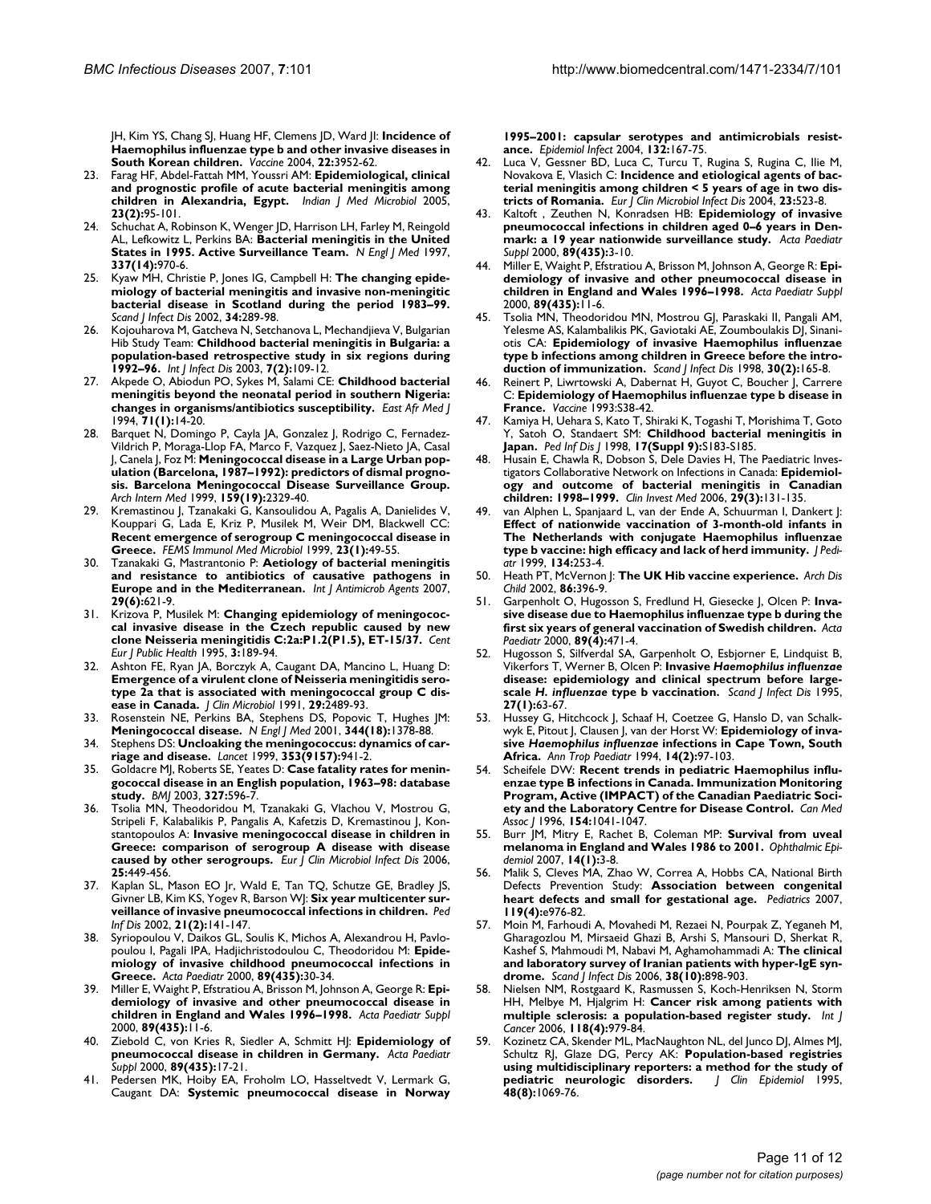JH, Kim YS, Chang SJ, Huang HF, Clemens JD, Ward JI: **Incidence of Haemophilus influenzae type b and other invasive diseases in South Korean children.** *Vaccine* 2004, **22:**3952-62.

23. Farag HF, Abdel-Fattah MM, Youssri AM: **Epidemiological, clinical and prognostic profile of acute bacterial meningitis among children in Alexandria, Egypt.** *Indian J Med Microbiol* 2005, **23(2):**95-101.
24. Schuchat A, Robinson K, Wenger JD, Harrison LH, Farley M, Reingold AL, Lefkowitz L, Perkins BA: **Bacterial meningitis in the United States in 1995. Active Surveillance Team.** *N Engl J Med* 1997, **337(14):**970-6.
25. Kyaw MH, Christie P, Jones IG, Campbell H: **The changing epidemiology of bacterial meningitis and invasive non-meningitic bacterial disease in Scotland during the period 1983–99.** *Scand J Infect Dis* 2002, **34:**289-98.
26. Kojouharova M, Gatcheva N, Setchanova L, Mechandjieva V, Bulgarian Hib Study Team: **Childhood bacterial meningitis in Bulgaria: a population-based retrospective study in six regions during 1992–96.** *Int J Infect Dis* 2003, **7(2):**109-12.
27. Akpede O, Abiodun PO, Sykes M, Salami CE: **Childhood bacterial meningitis beyond the neonatal period in southern Nigeria: changes in organisms/antibiotics susceptibility.** *East Afr Med J* 1994, **71(1):**14-20.
28. Barquet N, Domingo P, Cayla JA, Gonzalez J, Rodrigo C, Fernadez-Vildrich P, Moraga-Llop FA, Marco F, Vazquez J, Saez-Nieto JA, Casal J, Canela J, Foz M: **Meningococcal disease in a Large Urban population (Barcelona, 1987–1992): predictors of dismal prognosis. Barcelona Meningococcal Disease Surveillance Group.** *Arch Intern Med* 1999, **159(19):**2329-40.
29. Kremastinou J, Tzanakaki G, Kansouzidou A, Pagalis A, Danielides V, Kouppari G, Lada E, Kriz P, Musilek M, Weir DM, Blackwell CC: **Recent emergence of serogroup C meningococcal disease in Greece.** *FEMS Immunol Med Microbiol* 1999, **23(1):**49-55.
30. Tzanakaki G, Mastrantonio P: **Aetiology of bacterial meningitis and resistance to antibiotics of causative pathogens in Europe and in the Mediterranean.** *Int J Antimicrob Agents* 2007, **29(6):**621-9.
31. Krizova P, Musilek M: **Changing epidemiology of meningococcal invasive disease in the Czech republic caused by new clone Neisseria meningitidis C:2a:P1.2(P1.5), ET-15/37.** *Cent Eur J Public Health* 1995, **3:**189-94.
32. Ashton FE, Ryan JA, Borczyk A, Caugant DA, Mancino L, Huang D: **Emergence of a virulent clone of Neisseria meningitidis serotype 2a that is associated with meningococcal group C disease in Canada.** *J Clin Microbiol* 1991, **29:**2489-93.
33. Rosenstein NE, Perkins BA, Stephens DS, Popovic T, Hughes JM: **Meningococcal disease.** *N Engl J Med* 2001, **344(18):**1378-88.
34. Stephens DS: **Uncloaking the meningococcus: dynamics of carriage and disease.** *Lancet* 1999, **353(9157):**941-2.
35. Goldacre MJ, Roberts SE, Yeates D: **Case fatality rates for meningococcal disease in an English population, 1963–98: database study.** *BMJ* 2003, **327:**596-7.
36. Tsolia MN, Theodoridou M, Tzanakaki G, Vlachou V, Mostrou G, Stripeli F, Kalabalikis P, Pangalis A, Kafetzis D, Kremastinou J, Konstantopoulos A: **Invasive meningococcal disease in children in Greece: comparison of serogroup A disease with disease caused by other serogroups.** *Eur J Clin Microbiol Infect Dis* 2006, **25:**449-456.
37. Kaplan SL, Mason EO Jr, Wald E, Tan TQ, Schutze GE, Bradley JS, Givner LB, Kim KS, Yogev R, Barson WJ: **Six year multicenter surveillance of invasive pneumococcal infections in children.** *Ped Inf Dis* 2002, **21(2):**141-147.
38. Syriopoulou V, Daikos GL, Soulis K, Michos A, Alexandrou H, Pavlopoulou I, Pagali IPA, Hadjichristodoulou C, Theodoridou M: **Epidemiology of invasive childhood pneumococcal infections in Greece.** *Acta Paediatr* 2000, **89(435):**30-34.
39. Miller E, Waight P, Efstratiou A, Brisson M, Johnson A, George R: **Epidemiology of invasive and other pneumococcal disease in children in England and Wales 1996–1998.** *Acta Paediatr Suppl* 2000, **89(435):**11-6.
40. Ziebold C, von Kries R, Siedler A, Schmitt HJ: **Epidemiology of pneumococcal disease in children in Germany.** *Acta Paediatr Suppl* 2000, **89(435):**17-21.
41. Pedersen MK, Hoiby EA, Froholm LO, Hasseltvedt V, Lermark G, Caugant DA: **Systemic pneumococcal disease in Norway 1995–2001: capsular serotypes and antimicrobials resistance.** *Epidemiol Infect* 2004, **132:**167-75.
42. Luca V, Gessner BD, Luca C, Turcu T, Rugina S, Rugina C, Ilie M, Novakova E, Vlasich C: **Incidence and etiological agents of bacterial meningitis among children < 5 years of age in two districts of Romania.** *Eur J Clin Microbiol Infect Dis* 2004, **23:**523-8.
43. Kaltoft , Zeuthen N, Konradsen HB: **Epidemiology of invasive pneumococcal infections in children aged 0–6 years in Denmark: a 19 year nationwide surveillance study.** *Acta Paediatr Suppl* 2000, **89(435):**3-10.
44. Miller E, Waight P, Efstratiou A, Brisson M, Johnson A, George R: **Epidemiology of invasive and other pneumococcal disease in children in England and Wales 1996–1998.** *Acta Paediatr Suppl* 2000, **89(435):**11-6.
45. Tsolia MN, Theodoridou MN, Mostrou GJ, Paraskaki II, Pangali AM, Yelesme AS, Kalambalikis PK, Gaviotaki AE, Zoumboulakis DJ, Sinaniotis CA: **Epidemiology of invasive Haemophilus influenzae type b infections among children in Greece before the introduction of immunization.** *Scand J Infect Dis* 1998, **30(2):**165-8.
46. Reinert P, Liwrtowski A, Dabernat H, Guyot C, Boucher J, Carrere C: **Epidemiology of Haemophilus influenzae type b disease in France.** *Vaccine* 1993:S38-42.
47. Kamiya H, Uehara S, Kato T, Shiraki K, Togashi T, Morishima T, Goto Y, Satoh O, Standaert SM: **Childhood bacterial meningitis in Japan.** *Ped Inf Dis J* 1998, **17(Suppl 9):**S183-S185.
48. Husain E, Chawla R, Dobson S, Dele Davies H, The Paediatric Investigators Collaborative Network on Infections in Canada: **Epidemiology and outcome of bacterial meningitis in Canadian children: 1998–1999.** *Clin Invest Med* 2006, **29(3):**131-135.
49. van Alphen L, Spanjaard L, van der Ende A, Schuurman I, Dankert J: **Effect of nationwide vaccination of 3-month-old infants in The Netherlands with conjugate Haemophilus influenzae type b vaccine: high efficacy and lack of herd immunity.** *J Pediatr* 1999, **134:**253-4.
50. Heath PT, McVernon J: **The UK Hib vaccine experience.** *Arch Dis Child* 2002, **86:**396-9.
51. Garpenholt O, Hugosson S, Fredlund H, Giesecke J, Olcen P: **Invasive disease due to Haemophilus influenzae type b during the first six years of general vaccination of Swedish children.** *Acta Paediatr* 2000, **89(4):**471-4.
52. Hugosson S, Silfverdal SA, Garpenholt O, Esbjorner E, Lindquist B, Vikerfors T, Werner B, Olcen P: **Invasive *Haemophilus influenzae* disease: epidemiology and clinical spectrum before large-scale *H. influenzae* type b vaccination.** *Scand J Infect Dis* 1995, **27(1):**63-67.
53. Hussey G, Hitchcock J, Schaaf H, Coetzee G, Hanslo D, van Schalkwyk E, Pitout J, Clausen J, van der Horst W: **Epidemiology of invasive *Haemophilus influenzae* infections in Cape Town, South Africa.** *Ann Trop Paediatr* 1994, **14(2):**97-103.
54. Scheifele DW: **Recent trends in pediatric Haemophilus influenzae type B infections in Canada. Immunization Monitoring Program, Active (IMPACT) of the Canadian Paediatric Society and the Laboratory Centre for Disease Control.** *Can Med Assoc J* 1996, **154:**1041-1047.
55. Burr JM, Mitry E, Rachet B, Coleman MP: **Survival from uveal melanoma in England and Wales 1986 to 2001.** *Ophthalmic Epidemiol* 2007, **14(1):**3-8.
56. Malik S, Cleves MA, Zhao W, Correa A, Hobbs CA, National Birth Defects Prevention Study: **Association between congenital heart defects and small for gestational age.** *Pediatrics* 2007, **119(4):**e976-82.
57. Moin M, Farhoudi A, Movahedi M, Rezaei N, Pourpak Z, Yeganeh M, Gharagozlou M, Mirsaeid Ghazi B, Arshi S, Mansouri D, Sherkat R, Kashef S, Mahmoudi M, Nabavi M, Aghamohammadi A: **The clinical and laboratory survey of Iranian patients with hyper-IgE syndrome.** *Scand J Infect Dis* 2006, **38(10):**898-903.
58. Nielsen NM, Rostgaard K, Rasmussen S, Koch-Henriksen N, Storm HH, Melbye M, Hjalgrim H: **Cancer risk among patients with multiple sclerosis: a population-based register study.** *Int J Cancer* 2006, **118(4):**979-84.
59. Kozinetz CA, Skender ML, MacNaughton NL, del Junco DJ, Almes MJ, Schultz RJ, Glaze DG, Percy AK: **Population-based registries using multidisciplinary reporters: a method for the study of pediatric neurologic disorders.** *J Clin Epidemiol* 1995, **48(8):**1069-76.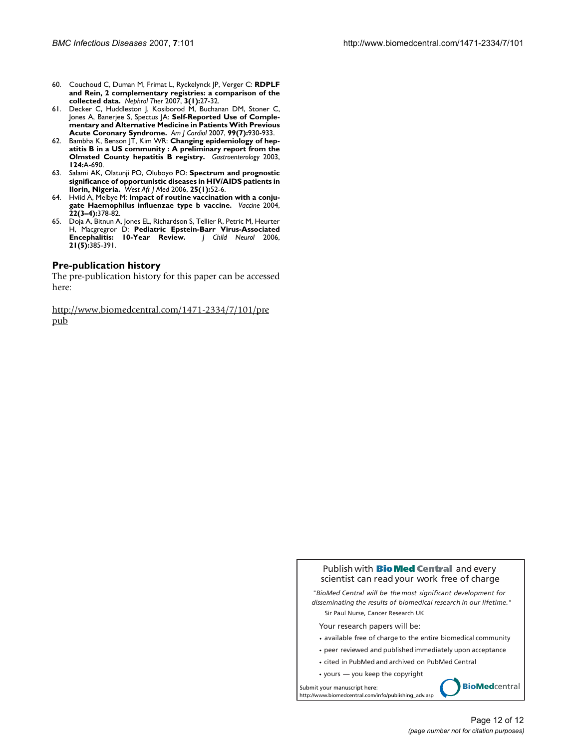60. Couchoud C, Duman M, Frimat L, Ryckelynck JP, Verger C: **RDPLF and Rein, 2 complementary registries: a comparison of the collected data.** *Nephrol Ther* 2007, **3(1):**27-32.
61. Decker C, Huddleston J, Kosiborod M, Buchanan DM, Stoner C, Jones A, Banerjee S, Spectus JA: **Self-Reported Use of Complementary and Alternative Medicine in Patients With Previous Acute Coronary Syndrome.** *Am J Cardiol* 2007, **99(7):**930-933.
62. Bambha K, Benson JT, Kim WR: **Changing epidemiology of hepatitis B in a US community : A preliminary report from the Olmsted County hepatitis B registry.** *Gastroenterology* 2003, **124:**A-690.
63. Salami AK, Olatunji PO, Oluboyo PO: **Spectrum and prognostic significance of opportunistic diseases in HIV/AIDS patients in Ilorin, Nigeria.** *West Afr J Med* 2006, **25(1):**52-6.
64. Hviid A, Melbye M: **Impact of routine vaccination with a conjugate Haemophilus influenzae type b vaccine.** *Vaccine* 2004, **22(3–4):**378-82.
65. Doja A, Bitnun A, Jones EL, Richardson S, Tellier R, Petric M, Heurter H, Macgregror D: **Pediatric Epstein-Barr Virus-Associated Encephalitis: 10-Year Review.** *J Child Neurol* 2006, **21(5):**385-391.

## Pre-publication history

The pre-publication history for this paper can be accessed here:

http://www.biomedcentral.com/1471-2334/7/101/prepub

Publish with **BioMed Central** and every scientist can read your work free of charge

*"BioMed Central will be the most significant development for disseminating the results of biomedical research in our lifetime."*

Sir Paul Nurse, Cancer Research UK

Your research papers will be:

- available free of charge to the entire biomedical community
- peer reviewed and published immediately upon acceptance
- cited in PubMed and archived on PubMed Central
- yours — you keep the copyright

Submit your manuscript here:
http://www.biomedcentral.com/info/publishing_adv.asp

**BioMed**central